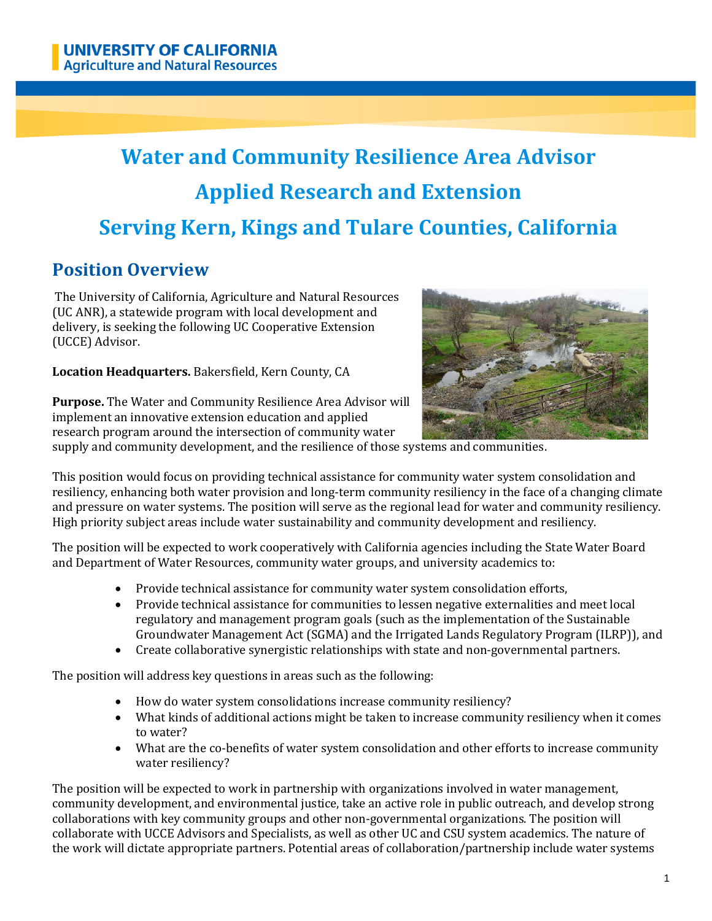**UNIVERSITY OF CALIFORNIA**
**Agriculture and Natural Resources**

# Water and Community Resilience Area Advisor
# Applied Research and Extension
# Serving Kern, Kings and Tulare Counties, California

## Position Overview

The University of California, Agriculture and Natural Resources (UC ANR), a statewide program with local development and delivery, is seeking the following UC Cooperative Extension (UCCE) Advisor.

**Location Headquarters.** Bakersfield, Kern County, CA

**Purpose.** The Water and Community Resilience Area Advisor will implement an innovative extension education and applied research program around the intersection of community water supply and community development, and the resilience of those systems and communities.

This position would focus on providing technical assistance for community water system consolidation and resiliency, enhancing both water provision and long-term community resiliency in the face of a changing climate and pressure on water systems. The position will serve as the regional lead for water and community resiliency. High priority subject areas include water sustainability and community development and resiliency.

The position will be expected to work cooperatively with California agencies including the State Water Board and Department of Water Resources, community water groups, and university academics to:

- Provide technical assistance for community water system consolidation efforts,
- Provide technical assistance for communities to lessen negative externalities and meet local regulatory and management program goals (such as the implementation of the Sustainable Groundwater Management Act (SGMA) and the Irrigated Lands Regulatory Program (ILRP)), and
- Create collaborative synergistic relationships with state and non-governmental partners.

The position will address key questions in areas such as the following:

- How do water system consolidations increase community resiliency?
- What kinds of additional actions might be taken to increase community resiliency when it comes to water?
- What are the co-benefits of water system consolidation and other efforts to increase community water resiliency?

The position will be expected to work in partnership with organizations involved in water management, community development, and environmental justice, take an active role in public outreach, and develop strong collaborations with key community groups and other non-governmental organizations. The position will collaborate with UCCE Advisors and Specialists, as well as other UC and CSU system academics. The nature of the work will dictate appropriate partners. Potential areas of collaboration/partnership include water systems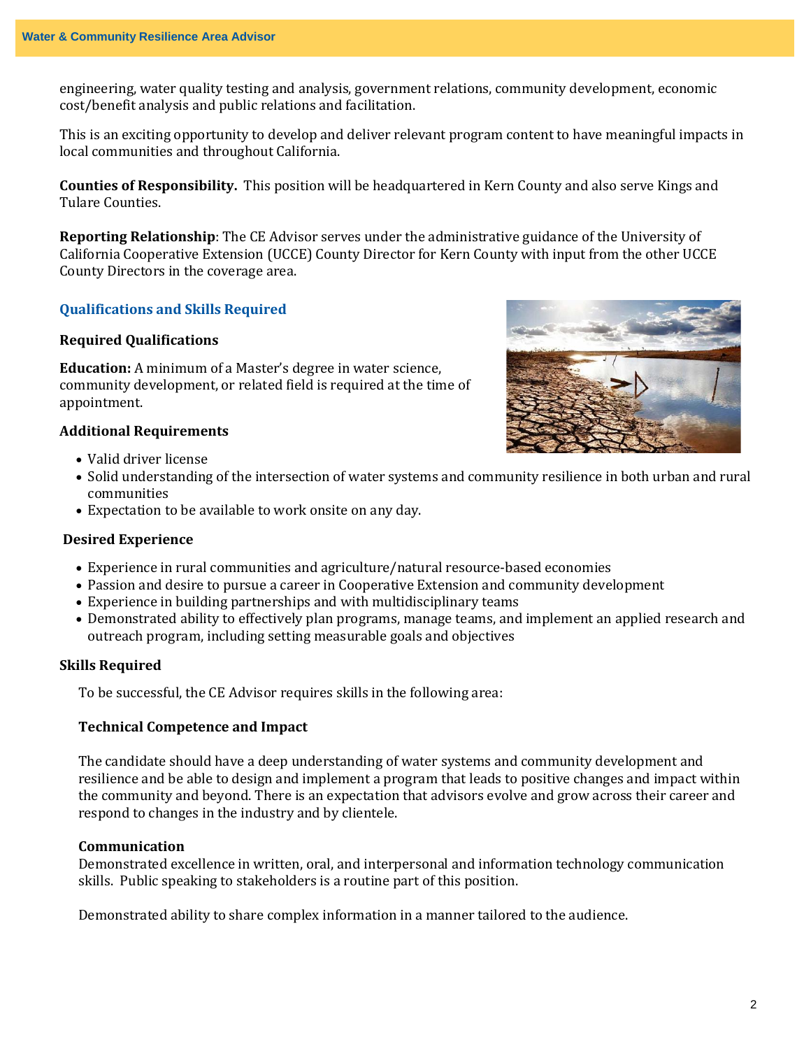engineering, water quality testing and analysis, government relations, community development, economic cost/benefit analysis and public relations and facilitation.

This is an exciting opportunity to develop and deliver relevant program content to have meaningful impacts in local communities and throughout California.

**Counties of Responsibility.** This position will be headquartered in Kern County and also serve Kings and Tulare Counties.

**Reporting Relationship**: The CE Advisor serves under the administrative guidance of the University of California Cooperative Extension (UCCE) County Director for Kern County with input from the other UCCE County Directors in the coverage area.

## Qualifications and Skills Required

### Required Qualifications

**Education:** A minimum of a Master's degree in water science, community development, or related field is required at the time of appointment.

### Additional Requirements

- Valid driver license
- Solid understanding of the intersection of water systems and community resilience in both urban and rural communities
- Expectation to be available to work onsite on any day.

### Desired Experience

- Experience in rural communities and agriculture/natural resource-based economies
- Passion and desire to pursue a career in Cooperative Extension and community development
- Experience in building partnerships and with multidisciplinary teams
- Demonstrated ability to effectively plan programs, manage teams, and implement an applied research and outreach program, including setting measurable goals and objectives

### Skills Required

To be successful, the CE Advisor requires skills in the following area:

**Technical Competence and Impact**

The candidate should have a deep understanding of water systems and community development and resilience and be able to design and implement a program that leads to positive changes and impact within the community and beyond. There is an expectation that advisors evolve and grow across their career and respond to changes in the industry and by clientele.

**Communication**

Demonstrated excellence in written, oral, and interpersonal and information technology communication skills. Public speaking to stakeholders is a routine part of this position.

Demonstrated ability to share complex information in a manner tailored to the audience.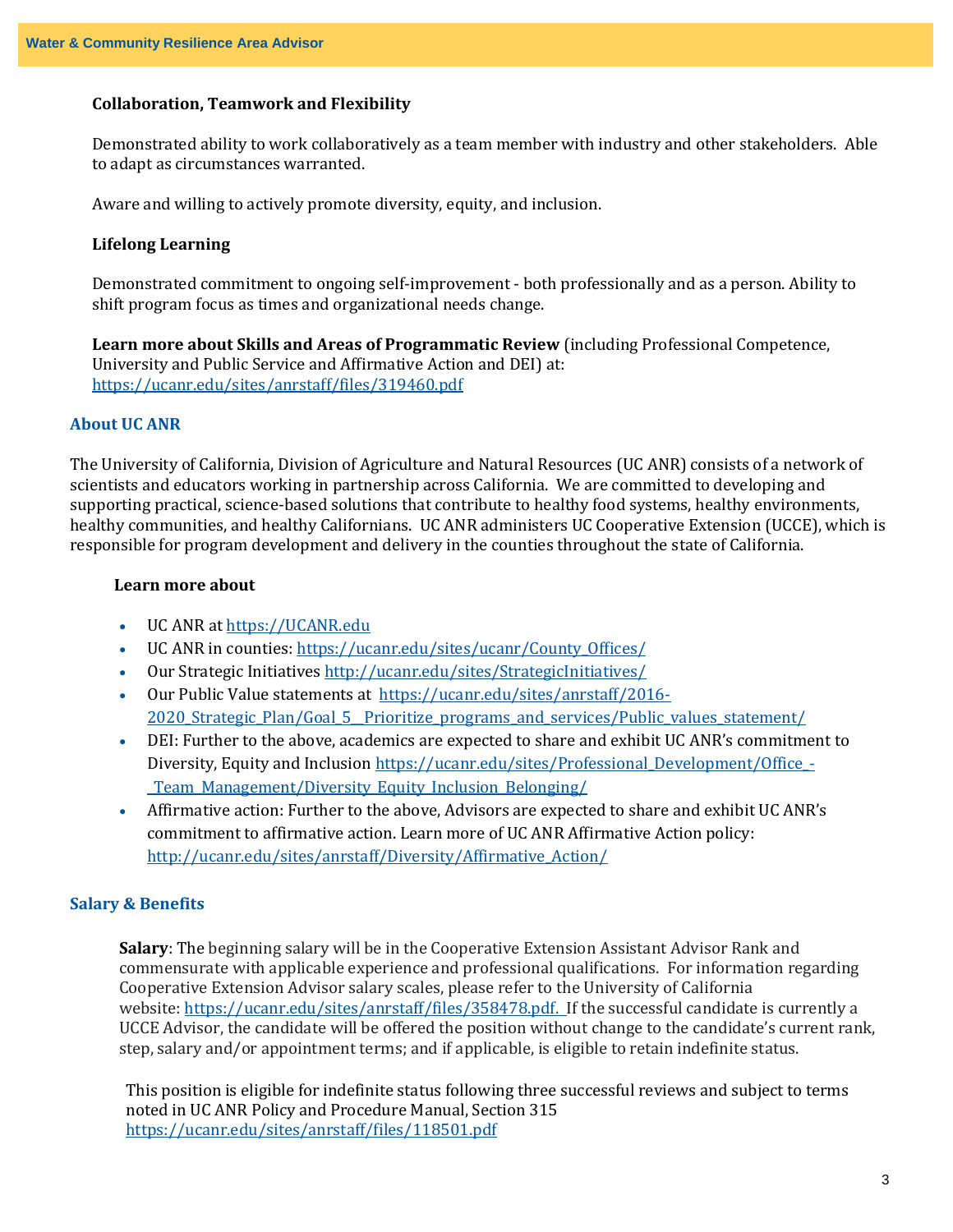**Collaboration, Teamwork and Flexibility**

Demonstrated ability to work collaboratively as a team member with industry and other stakeholders. Able to adapt as circumstances warranted.

Aware and willing to actively promote diversity, equity, and inclusion.

**Lifelong Learning**

Demonstrated commitment to ongoing self-improvement - both professionally and as a person. Ability to shift program focus as times and organizational needs change.

**Learn more about Skills and Areas of Programmatic Review** (including Professional Competence, University and Public Service and Affirmative Action and DEI) at: https://ucanr.edu/sites/anrstaff/files/319460.pdf

## About UC ANR

The University of California, Division of Agriculture and Natural Resources (UC ANR) consists of a network of scientists and educators working in partnership across California. We are committed to developing and supporting practical, science-based solutions that contribute to healthy food systems, healthy environments, healthy communities, and healthy Californians. UC ANR administers UC Cooperative Extension (UCCE), which is responsible for program development and delivery in the counties throughout the state of California.

**Learn more about**

- UC ANR at https://UCANR.edu
- UC ANR in counties: https://ucanr.edu/sites/ucanr/County_Offices/
- Our Strategic Initiatives http://ucanr.edu/sites/StrategicInitiatives/
- Our Public Value statements at https://ucanr.edu/sites/anrstaff/2016-2020_Strategic_Plan/Goal_5__Prioritize_programs_and_services/Public_values_statement/
- DEI: Further to the above, academics are expected to share and exhibit UC ANR's commitment to Diversity, Equity and Inclusion https://ucanr.edu/sites/Professional_Development/Office_-_Team_Management/Diversity_Equity_Inclusion_Belonging/
- Affirmative action: Further to the above, Advisors are expected to share and exhibit UC ANR's commitment to affirmative action. Learn more of UC ANR Affirmative Action policy: http://ucanr.edu/sites/anrstaff/Diversity/Affirmative_Action/

## Salary & Benefits

**Salary**: The beginning salary will be in the Cooperative Extension Assistant Advisor Rank and commensurate with applicable experience and professional qualifications. For information regarding Cooperative Extension Advisor salary scales, please refer to the University of California website: https://ucanr.edu/sites/anrstaff/files/358478.pdf. If the successful candidate is currently a UCCE Advisor, the candidate will be offered the position without change to the candidate's current rank, step, salary and/or appointment terms; and if applicable, is eligible to retain indefinite status.

This position is eligible for indefinite status following three successful reviews and subject to terms noted in UC ANR Policy and Procedure Manual, Section 315 https://ucanr.edu/sites/anrstaff/files/118501.pdf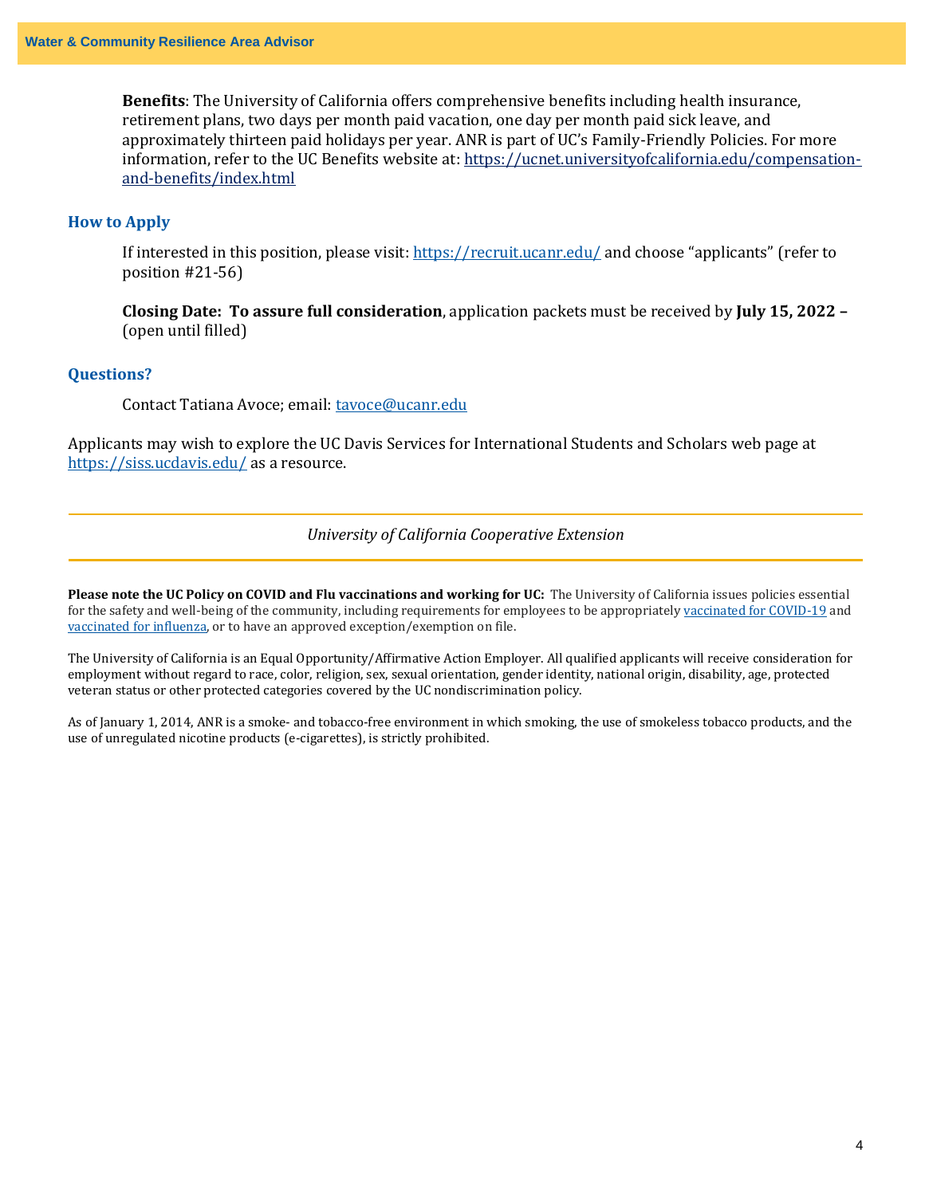**Benefits**: The University of California offers comprehensive benefits including health insurance, retirement plans, two days per month paid vacation, one day per month paid sick leave, and approximately thirteen paid holidays per year. ANR is part of UC's Family-Friendly Policies. For more information, refer to the UC Benefits website at: https://ucnet.universityofcalifornia.edu/compensation-and-benefits/index.html

## How to Apply

If interested in this position, please visit: https://recruit.ucanr.edu/ and choose "applicants" (refer to position #21-56)

**Closing Date: To assure full consideration**, application packets must be received by **July 15, 2022 –** (open until filled)

## Questions?

Contact Tatiana Avoce; email: tavoce@ucanr.edu

Applicants may wish to explore the UC Davis Services for International Students and Scholars web page at https://siss.ucdavis.edu/ as a resource.

---

*University of California Cooperative Extension*

---

**Please note the UC Policy on COVID and Flu vaccinations and working for UC:** The University of California issues policies essential for the safety and well-being of the community, including requirements for employees to be appropriately vaccinated for COVID-19 and vaccinated for influenza, or to have an approved exception/exemption on file.

The University of California is an Equal Opportunity/Affirmative Action Employer. All qualified applicants will receive consideration for employment without regard to race, color, religion, sex, sexual orientation, gender identity, national origin, disability, age, protected veteran status or other protected categories covered by the UC nondiscrimination policy.

As of January 1, 2014, ANR is a smoke- and tobacco-free environment in which smoking, the use of smokeless tobacco products, and the use of unregulated nicotine products (e-cigarettes), is strictly prohibited.